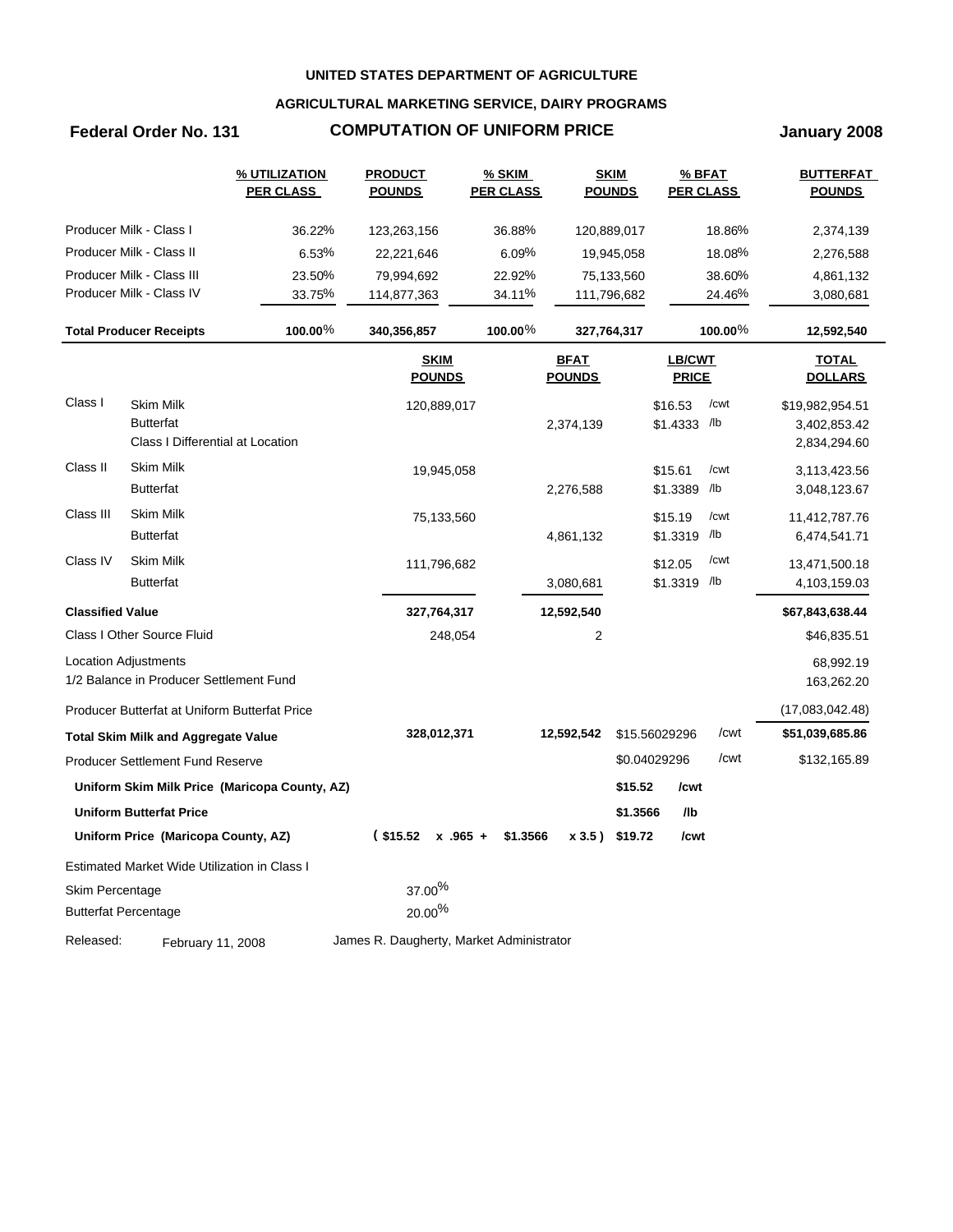**UNITED STATES DEPARTMENT OF AGRICULTURE**

**AGRICULTURAL MARKETING SERVICE, DAIRY PROGRAMS**

**Federal Order No. 131** | **COMPUTATION OF UNIFORM PRICE** | **January 2008**

| | % UTILIZATION PER CLASS | PRODUCT POUNDS | % SKIM PER CLASS | SKIM POUNDS | % BFAT PER CLASS | BUTTERFAT POUNDS |
|---|---|---|---|---|---|---|
| Producer Milk - Class I | 36.22% | 123,263,156 | 36.88% | 120,889,017 | 18.86% | 2,374,139 |
| Producer Milk - Class II | 6.53% | 22,221,646 | 6.09% | 19,945,058 | 18.08% | 2,276,588 |
| Producer Milk - Class III | 23.50% | 79,994,692 | 22.92% | 75,133,560 | 38.60% | 4,861,132 |
| Producer Milk - Class IV | 33.75% | 114,877,363 | 34.11% | 111,796,682 | 24.46% | 3,080,681 |
| **Total Producer Receipts** | **100.00%** | **340,356,857** | **100.00%** | **327,764,317** | **100.00%** | **12,592,540** |

| | | SKIM POUNDS | BFAT POUNDS | LB/CWT PRICE | | TOTAL DOLLARS |
|---|---|---|---|---|---|---|
| Class I | Skim Milk | 120,889,017 | | $16.53 | /cwt | $19,982,954.51 |
| | Butterfat | | 2,374,139 | $1.4333 | /lb | 3,402,853.42 |
| | Class I Differential at Location | | | | | 2,834,294.60 |
| Class II | Skim Milk | 19,945,058 | | $15.61 | /cwt | 3,113,423.56 |
| | Butterfat | | 2,276,588 | $1.3389 | /lb | 3,048,123.67 |
| Class III | Skim Milk | 75,133,560 | | $15.19 | /cwt | 11,412,787.76 |
| | Butterfat | | 4,861,132 | $1.3319 | /lb | 6,474,541.71 |
| Class IV | Skim Milk | 111,796,682 | | $12.05 | /cwt | 13,471,500.18 |
| | Butterfat | | 3,080,681 | $1.3319 | /lb | 4,103,159.03 |
| **Classified Value** | | **327,764,317** | **12,592,540** | | | **$67,843,638.44** |
| Class I Other Source Fluid | | 248,054 | 2 | | | $46,835.51 |
| Location Adjustments | | | | | | 68,992.19 |
| 1/2 Balance in Producer Settlement Fund | | | | | | 163,262.20 |
| Producer Butterfat at Uniform Butterfat Price | | | | | | (17,083,042.48) |
| **Total Skim Milk and Aggregate Value** | | **328,012,371** | **12,592,542** | $15.56029296 | /cwt | **$51,039,685.86** |
| Producer Settlement Fund Reserve | | | | $0.04029296 | /cwt | $132,165.89 |
| **Uniform Skim Milk Price (Maricopa County, AZ)** | | | | **$15.52** | **/cwt** | |
| **Uniform Butterfat Price** | | | | **$1.3566** | **/lb** | |
| **Uniform Price (Maricopa County, AZ)** | | **( $15.52 x .965 +** | **$1.3566 x 3.5 )** | **$19.72** | **/cwt** | |

Estimated Market Wide Utilization in Class I

Skim Percentage: 37.00%

Butterfat Percentage: 20.00%

Released: February 11, 2008

James R. Daugherty, Market Administrator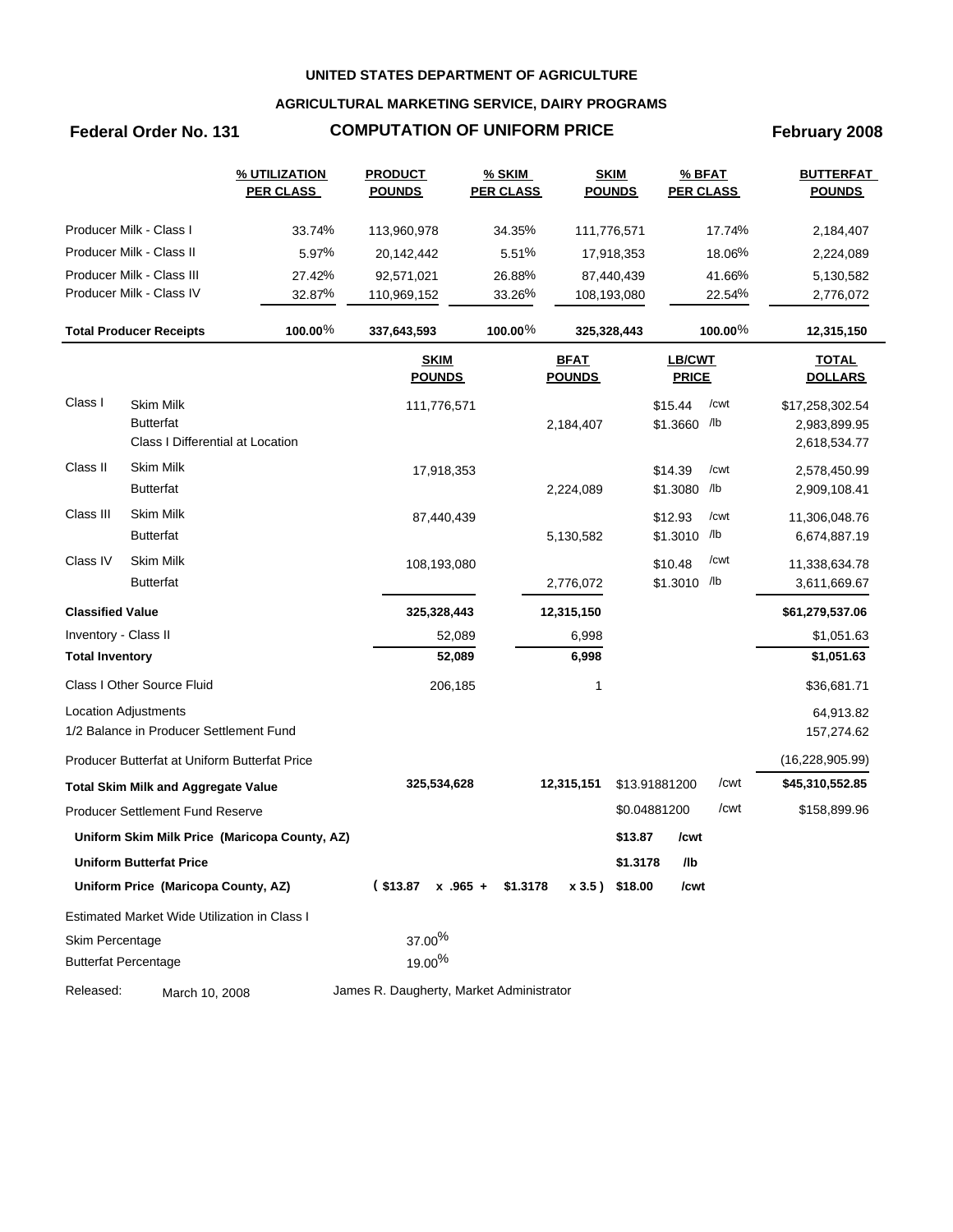**UNITED STATES DEPARTMENT OF AGRICULTURE**

**AGRICULTURAL MARKETING SERVICE, DAIRY PROGRAMS**

**Federal Order No. 131** **COMPUTATION OF UNIFORM PRICE** **February 2008**

| | % UTILIZATION PER CLASS | PRODUCT POUNDS | % SKIM PER CLASS | SKIM POUNDS | % BFAT PER CLASS | BUTTERFAT POUNDS |
|---|---|---|---|---|---|---|
| Producer Milk - Class I | 33.74% | 113,960,978 | 34.35% | 111,776,571 | 17.74% | 2,184,407 |
| Producer Milk - Class II | 5.97% | 20,142,442 | 5.51% | 17,918,353 | 18.06% | 2,224,089 |
| Producer Milk - Class III | 27.42% | 92,571,021 | 26.88% | 87,440,439 | 41.66% | 5,130,582 |
| Producer Milk - Class IV | 32.87% | 110,969,152 | 33.26% | 108,193,080 | 22.54% | 2,776,072 |
| **Total Producer Receipts** | **100.00%** | **337,643,593** | **100.00%** | **325,328,443** | **100.00%** | **12,315,150** |

| | | SKIM POUNDS | BFAT POUNDS | LB/CWT PRICE | | TOTAL DOLLARS |
|---|---|---|---|---|---|---|
| Class I | Skim Milk | 111,776,571 | | $15.44 | /cwt | $17,258,302.54 |
| | Butterfat | | 2,184,407 | $1.3660 | /lb | 2,983,899.95 |
| | Class I Differential at Location | | | | | 2,618,534.77 |
| Class II | Skim Milk | 17,918,353 | | $14.39 | /cwt | 2,578,450.99 |
| | Butterfat | | 2,224,089 | $1.3080 | /lb | 2,909,108.41 |
| Class III | Skim Milk | 87,440,439 | | $12.93 | /cwt | 11,306,048.76 |
| | Butterfat | | 5,130,582 | $1.3010 | /lb | 6,674,887.19 |
| Class IV | Skim Milk | 108,193,080 | | $10.48 | /cwt | 11,338,634.78 |
| | Butterfat | | 2,776,072 | $1.3010 | /lb | 3,611,669.67 |
| **Classified Value** | | **325,328,443** | **12,315,150** | | | **$61,279,537.06** |
| Inventory - Class II | | 52,089 | 6,998 | | | $1,051.63 |
| **Total Inventory** | | **52,089** | **6,998** | | | **$1,051.63** |
| Class I Other Source Fluid | | 206,185 | 1 | | | $36,681.71 |
| Location Adjustments | | | | | | 64,913.82 |
| 1/2 Balance in Producer Settlement Fund | | | | | | 157,274.62 |
| Producer Butterfat at Uniform Butterfat Price | | | | | | (16,228,905.99) |
| **Total Skim Milk and Aggregate Value** | | **325,534,628** | **12,315,151** | $13.91881200 | /cwt | **$45,310,552.85** |
| Producer Settlement Fund Reserve | | | | $0.04881200 | /cwt | $158,899.96 |
| **Uniform Skim Milk Price (Maricopa County, AZ)** | | | | **$13.87** | **/cwt** | |
| **Uniform Butterfat Price** | | | | **$1.3178** | **/lb** | |
| **Uniform Price (Maricopa County, AZ)** | | **( $13.87 x .965 +** | **$1.3178 x 3.5 )** | **$18.00** | **/cwt** | |

Estimated Market Wide Utilization in Class I

| | |
|---|---|
| Skim Percentage | 37.00% |
| Butterfat Percentage | 19.00% |

Released: March 10, 2008 James R. Daugherty, Market Administrator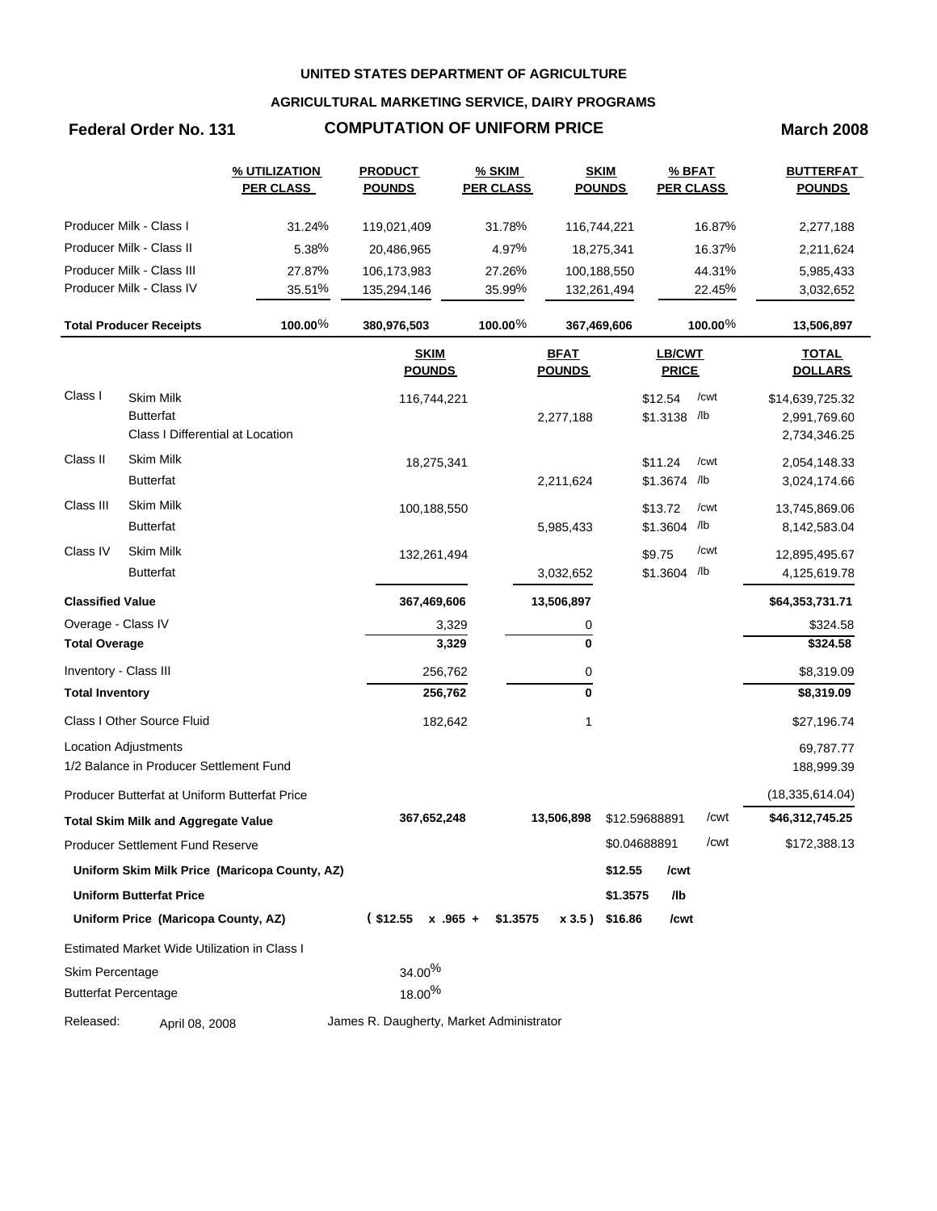**UNITED STATES DEPARTMENT OF AGRICULTURE**

**AGRICULTURAL MARKETING SERVICE, DAIRY PROGRAMS**

**Federal Order No. 131** — **COMPUTATION OF UNIFORM PRICE** — **March 2008**

| | % UTILIZATION PER CLASS | PRODUCT POUNDS | % SKIM PER CLASS | SKIM POUNDS | % BFAT PER CLASS | BUTTERFAT POUNDS |
|---|---|---|---|---|---|---|
| Producer Milk - Class I | 31.24% | 119,021,409 | 31.78% | 116,744,221 | 16.87% | 2,277,188 |
| Producer Milk - Class II | 5.38% | 20,486,965 | 4.97% | 18,275,341 | 16.37% | 2,211,624 |
| Producer Milk - Class III | 27.87% | 106,173,983 | 27.26% | 100,188,550 | 44.31% | 5,985,433 |
| Producer Milk - Class IV | 35.51% | 135,294,146 | 35.99% | 132,261,494 | 22.45% | 3,032,652 |
| **Total Producer Receipts** | **100.00%** | **380,976,503** | **100.00%** | **367,469,606** | **100.00%** | **13,506,897** |

| | | SKIM POUNDS | BFAT POUNDS | LB/CWT PRICE | TOTAL DOLLARS |
|---|---|---|---|---|---|
| Class I | Skim Milk | 116,744,221 | | $12.54 /cwt | $14,639,725.32 |
| | Butterfat | | 2,277,188 | $1.3138 /lb | 2,991,769.60 |
| | Class I Differential at Location | | | | 2,734,346.25 |
| Class II | Skim Milk | 18,275,341 | | $11.24 /cwt | 2,054,148.33 |
| | Butterfat | | 2,211,624 | $1.3674 /lb | 3,024,174.66 |
| Class III | Skim Milk | 100,188,550 | | $13.72 /cwt | 13,745,869.06 |
| | Butterfat | | 5,985,433 | $1.3604 /lb | 8,142,583.04 |
| Class IV | Skim Milk | 132,261,494 | | $9.75 /cwt | 12,895,495.67 |
| | Butterfat | | 3,032,652 | $1.3604 /lb | 4,125,619.78 |
| **Classified Value** | | **367,469,606** | **13,506,897** | | **$64,353,731.71** |
| Overage - Class IV | | 3,329 | 0 | | $324.58 |
| **Total Overage** | | **3,329** | **0** | | **$324.58** |
| Inventory - Class III | | 256,762 | 0 | | $8,319.09 |
| **Total Inventory** | | **256,762** | **0** | | **$8,319.09** |
| Class I Other Source Fluid | | 182,642 | 1 | | $27,196.74 |
| Location Adjustments | | | | | 69,787.77 |
| 1/2 Balance in Producer Settlement Fund | | | | | 188,999.39 |
| Producer Butterfat at Uniform Butterfat Price | | | | | (18,335,614.04) |
| **Total Skim Milk and Aggregate Value** | | **367,652,248** | **13,506,898** | $12.59688891 /cwt | **$46,312,745.25** |
| Producer Settlement Fund Reserve | | | | $0.04688891 /cwt | $172,388.13 |
| **Uniform Skim Milk Price (Maricopa County, AZ)** | | | | **$12.55 /cwt** | |
| **Uniform Butterfat Price** | | | | **$1.3575 /lb** | |
| **Uniform Price (Maricopa County, AZ)** | | **( $12.55 x .965 +** | **$1.3575 x 3.5 )** | **$16.86 /cwt** | |

Estimated Market Wide Utilization in Class I

Skim Percentage: 34.00%

Butterfat Percentage: 18.00%

Released: April 08, 2008 — James R. Daugherty, Market Administrator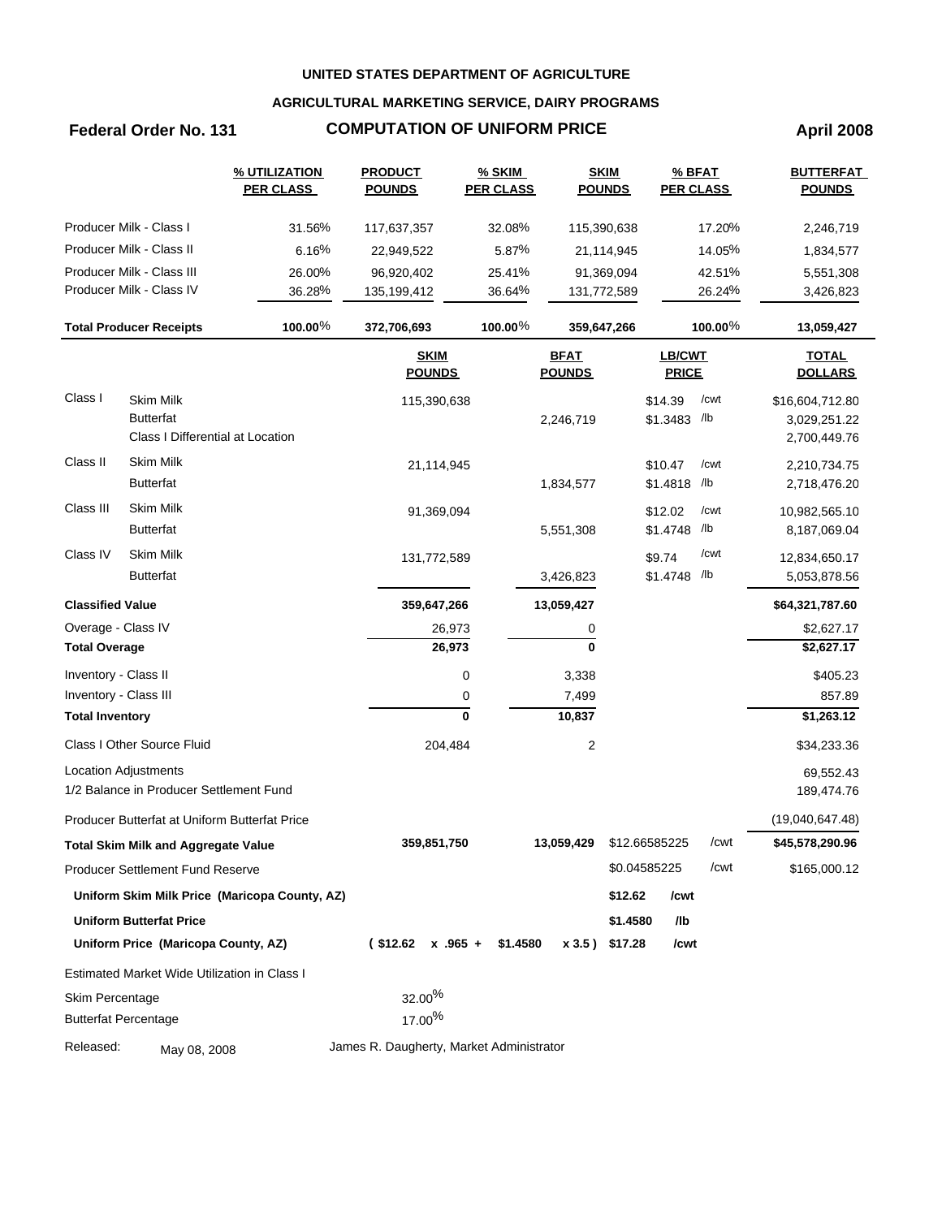UNITED STATES DEPARTMENT OF AGRICULTURE

AGRICULTURAL MARKETING SERVICE, DAIRY PROGRAMS

**Federal Order No. 131** — **COMPUTATION OF UNIFORM PRICE** — **April 2008**

| | % UTILIZATION PER CLASS | PRODUCT POUNDS | % SKIM PER CLASS | SKIM POUNDS | % BFAT PER CLASS | BUTTERFAT POUNDS |
|---|---|---|---|---|---|---|
| Producer Milk - Class I | 31.56% | 117,637,357 | 32.08% | 115,390,638 | 17.20% | 2,246,719 |
| Producer Milk - Class II | 6.16% | 22,949,522 | 5.87% | 21,114,945 | 14.05% | 1,834,577 |
| Producer Milk - Class III | 26.00% | 96,920,402 | 25.41% | 91,369,094 | 42.51% | 5,551,308 |
| Producer Milk - Class IV | 36.28% | 135,199,412 | 36.64% | 131,772,589 | 26.24% | 3,426,823 |
| **Total Producer Receipts** | **100.00%** | **372,706,693** | **100.00%** | **359,647,266** | **100.00%** | **13,059,427** |

| | | SKIM POUNDS | BFAT POUNDS | LB/CWT PRICE | | TOTAL DOLLARS |
|---|---|---|---|---|---|---|
| Class I | Skim Milk | 115,390,638 | | $14.39 | /cwt | $16,604,712.80 |
| | Butterfat | | 2,246,719 | $1.3483 | /lb | 3,029,251.22 |
| | Class I Differential at Location | | | | | 2,700,449.76 |
| Class II | Skim Milk | 21,114,945 | | $10.47 | /cwt | 2,210,734.75 |
| | Butterfat | | 1,834,577 | $1.4818 | /lb | 2,718,476.20 |
| Class III | Skim Milk | 91,369,094 | | $12.02 | /cwt | 10,982,565.10 |
| | Butterfat | | 5,551,308 | $1.4748 | /lb | 8,187,069.04 |
| Class IV | Skim Milk | 131,772,589 | | $9.74 | /cwt | 12,834,650.17 |
| | Butterfat | | 3,426,823 | $1.4748 | /lb | 5,053,878.56 |
| **Classified Value** | | **359,647,266** | **13,059,427** | | | **$64,321,787.60** |
| Overage - Class IV | | 26,973 | 0 | | | $2,627.17 |
| **Total Overage** | | **26,973** | **0** | | | **$2,627.17** |
| Inventory - Class II | | 0 | 3,338 | | | $405.23 |
| Inventory - Class III | | 0 | 7,499 | | | 857.89 |
| **Total Inventory** | | **0** | **10,837** | | | **$1,263.12** |
| Class I Other Source Fluid | | 204,484 | 2 | | | $34,233.36 |
| Location Adjustments | | | | | | 69,552.43 |
| 1/2 Balance in Producer Settlement Fund | | | | | | 189,474.76 |
| Producer Butterfat at Uniform Butterfat Price | | | | | | (19,040,647.48) |
| **Total Skim Milk and Aggregate Value** | | **359,851,750** | **13,059,429** | $12.66585225 | /cwt | **$45,578,290.96** |
| Producer Settlement Fund Reserve | | | | $0.04585225 | /cwt | $165,000.12 |
| **Uniform Skim Milk Price (Maricopa County, AZ)** | | | | **$12.62** | **/cwt** | |
| **Uniform Butterfat Price** | | | | **$1.4580** | **/lb** | |
| **Uniform Price (Maricopa County, AZ)** | | **( $12.62 x .965 +** | **$1.4580 x 3.5 )** | **$17.28** | **/cwt** | |

Estimated Market Wide Utilization in Class I

Skim Percentage: 32.00%

Butterfat Percentage: 17.00%

Released: May 08, 2008 — James R. Daugherty, Market Administrator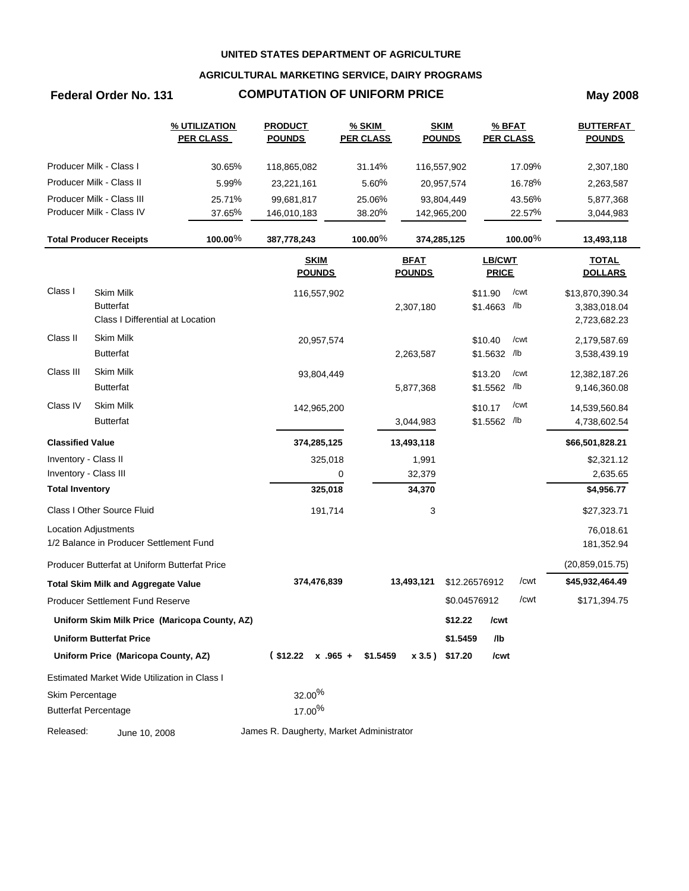**UNITED STATES DEPARTMENT OF AGRICULTURE**

**AGRICULTURAL MARKETING SERVICE, DAIRY PROGRAMS**

# Federal Order No. 131 — COMPUTATION OF UNIFORM PRICE — May 2008

| | % UTILIZATION PER CLASS | PRODUCT POUNDS | % SKIM PER CLASS | SKIM POUNDS | % BFAT PER CLASS | BUTTERFAT POUNDS |
|---|---|---|---|---|---|---|
| Producer Milk - Class I | 30.65% | 118,865,082 | 31.14% | 116,557,902 | 17.09% | 2,307,180 |
| Producer Milk - Class II | 5.99% | 23,221,161 | 5.60% | 20,957,574 | 16.78% | 2,263,587 |
| Producer Milk - Class III | 25.71% | 99,681,817 | 25.06% | 93,804,449 | 43.56% | 5,877,368 |
| Producer Milk - Class IV | 37.65% | 146,010,183 | 38.20% | 142,965,200 | 22.57% | 3,044,983 |
| **Total Producer Receipts** | **100.00%** | **387,778,243** | **100.00%** | **374,285,125** | **100.00%** | **13,493,118** |

| | | SKIM POUNDS | BFAT POUNDS | LB/CWT PRICE | | TOTAL DOLLARS |
|---|---|---|---|---|---|---|
| Class I | Skim Milk | 116,557,902 | | $11.90 | /cwt | $13,870,390.34 |
| | Butterfat | | 2,307,180 | $1.4663 | /lb | 3,383,018.04 |
| | Class I Differential at Location | | | | | 2,723,682.23 |
| Class II | Skim Milk | 20,957,574 | | $10.40 | /cwt | 2,179,587.69 |
| | Butterfat | | 2,263,587 | $1.5632 | /lb | 3,538,439.19 |
| Class III | Skim Milk | 93,804,449 | | $13.20 | /cwt | 12,382,187.26 |
| | Butterfat | | 5,877,368 | $1.5562 | /lb | 9,146,360.08 |
| Class IV | Skim Milk | 142,965,200 | | $10.17 | /cwt | 14,539,560.84 |
| | Butterfat | | 3,044,983 | $1.5562 | /lb | 4,738,602.54 |
| **Classified Value** | | **374,285,125** | **13,493,118** | | | **$66,501,828.21** |
| Inventory - Class II | | 325,018 | 1,991 | | | $2,321.12 |
| Inventory - Class III | | 0 | 32,379 | | | 2,635.65 |
| **Total Inventory** | | **325,018** | **34,370** | | | **$4,956.77** |
| Class I Other Source Fluid | | 191,714 | 3 | | | $27,323.71 |
| Location Adjustments | | | | | | 76,018.61 |
| 1/2 Balance in Producer Settlement Fund | | | | | | 181,352.94 |
| Producer Butterfat at Uniform Butterfat Price | | | | | | (20,859,015.75) |
| **Total Skim Milk and Aggregate Value** | | **374,476,839** | **13,493,121** | $12.26576912 | /cwt | **$45,932,464.49** |
| Producer Settlement Fund Reserve | | | | $0.04576912 | /cwt | $171,394.75 |
| **Uniform Skim Milk Price (Maricopa County, AZ)** | | | | **$12.22** | **/cwt** | |
| **Uniform Butterfat Price** | | | | **$1.5459** | **/lb** | |
| **Uniform Price (Maricopa County, AZ)** | | **( $12.22 x .965 +** | **$1.5459 x 3.5 )** | **$17.20** | **/cwt** | |

Estimated Market Wide Utilization in Class I

| | |
|---|---|
| Skim Percentage | 32.00% |
| Butterfat Percentage | 17.00% |

Released: June 10, 2008

James R. Daugherty, Market Administrator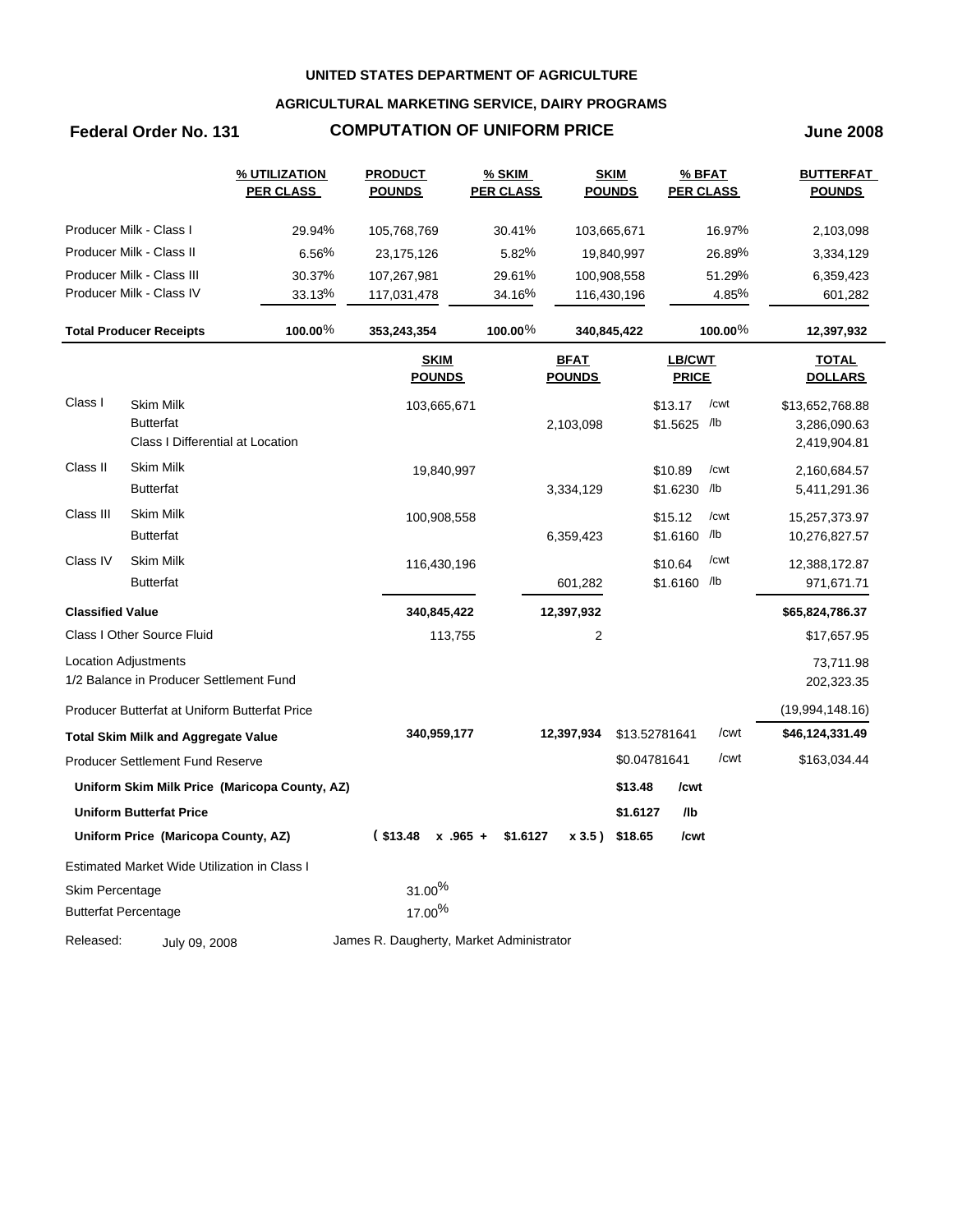**UNITED STATES DEPARTMENT OF AGRICULTURE**

**AGRICULTURAL MARKETING SERVICE, DAIRY PROGRAMS**

**Federal Order No. 131** **COMPUTATION OF UNIFORM PRICE** **June 2008**

| | % UTILIZATION PER CLASS | PRODUCT POUNDS | % SKIM PER CLASS | SKIM POUNDS | % BFAT PER CLASS | BUTTERFAT POUNDS |
|---|---|---|---|---|---|---|
| Producer Milk - Class I | 29.94% | 105,768,769 | 30.41% | 103,665,671 | 16.97% | 2,103,098 |
| Producer Milk - Class II | 6.56% | 23,175,126 | 5.82% | 19,840,997 | 26.89% | 3,334,129 |
| Producer Milk - Class III | 30.37% | 107,267,981 | 29.61% | 100,908,558 | 51.29% | 6,359,423 |
| Producer Milk - Class IV | 33.13% | 117,031,478 | 34.16% | 116,430,196 | 4.85% | 601,282 |
| **Total Producer Receipts** | **100.00%** | **353,243,354** | **100.00%** | **340,845,422** | **100.00%** | **12,397,932** |

| | | SKIM POUNDS | BFAT POUNDS | LB/CWT PRICE | TOTAL DOLLARS |
|---|---|---|---|---|---|
| Class I | Skim Milk | 103,665,671 | | $13.17 /cwt | $13,652,768.88 |
| | Butterfat | | 2,103,098 | $1.5625 /lb | 3,286,090.63 |
| | Class I Differential at Location | | | | 2,419,904.81 |
| Class II | Skim Milk | 19,840,997 | | $10.89 /cwt | 2,160,684.57 |
| | Butterfat | | 3,334,129 | $1.6230 /lb | 5,411,291.36 |
| Class III | Skim Milk | 100,908,558 | | $15.12 /cwt | 15,257,373.97 |
| | Butterfat | | 6,359,423 | $1.6160 /lb | 10,276,827.57 |
| Class IV | Skim Milk | 116,430,196 | | $10.64 /cwt | 12,388,172.87 |
| | Butterfat | | 601,282 | $1.6160 /lb | 971,671.71 |
| **Classified Value** | | **340,845,422** | **12,397,932** | | **$65,824,786.37** |
| Class I Other Source Fluid | | 113,755 | 2 | | $17,657.95 |
| Location Adjustments | | | | | 73,711.98 |
| 1/2 Balance in Producer Settlement Fund | | | | | 202,323.35 |
| Producer Butterfat at Uniform Butterfat Price | | | | | (19,994,148.16) |
| **Total Skim Milk and Aggregate Value** | | **340,959,177** | **12,397,934** | $13.52781641 /cwt | **$46,124,331.49** |
| Producer Settlement Fund Reserve | | | | $0.04781641 /cwt | $163,034.44 |
| **Uniform Skim Milk Price (Maricopa County, AZ)** | | | | **$13.48 /cwt** | |
| **Uniform Butterfat Price** | | | | **$1.6127 /lb** | |
| **Uniform Price (Maricopa County, AZ)** | | **( $13.48 x .965 +** | **$1.6127 x 3.5 )** | **$18.65 /cwt** | |

Estimated Market Wide Utilization in Class I

Skim Percentage 31.00%

Butterfat Percentage 17.00%

Released: July 09, 2008

James R. Daugherty, Market Administrator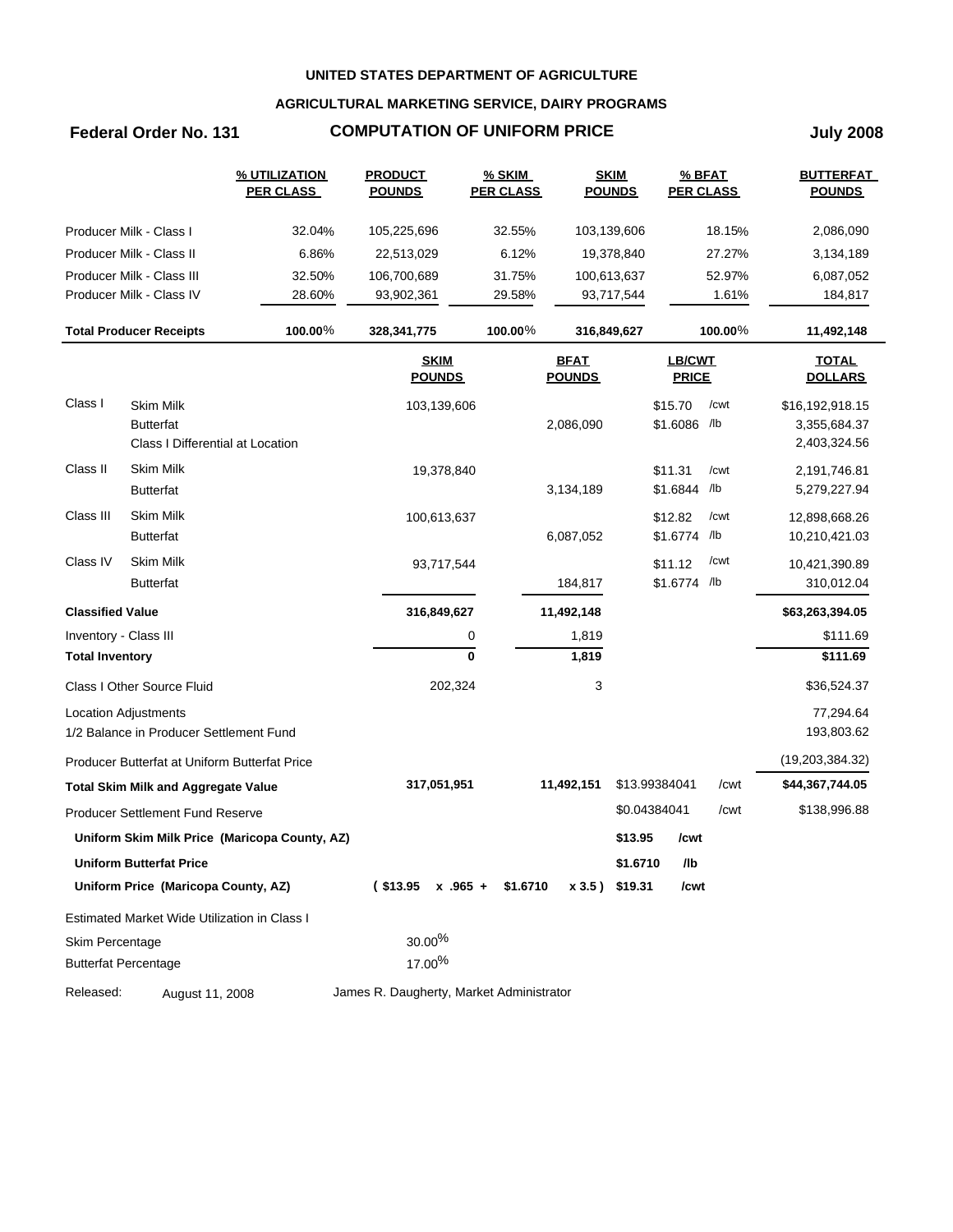**UNITED STATES DEPARTMENT OF AGRICULTURE**

**AGRICULTURAL MARKETING SERVICE, DAIRY PROGRAMS**

**Federal Order No. 131** | **COMPUTATION OF UNIFORM PRICE** | **July 2008**

| | % UTILIZATION PER CLASS | PRODUCT POUNDS | % SKIM PER CLASS | SKIM POUNDS | % BFAT PER CLASS | BUTTERFAT POUNDS |
|---|---|---|---|---|---|---|
| Producer Milk - Class I | 32.04% | 105,225,696 | 32.55% | 103,139,606 | 18.15% | 2,086,090 |
| Producer Milk - Class II | 6.86% | 22,513,029 | 6.12% | 19,378,840 | 27.27% | 3,134,189 |
| Producer Milk - Class III | 32.50% | 106,700,689 | 31.75% | 100,613,637 | 52.97% | 6,087,052 |
| Producer Milk - Class IV | 28.60% | 93,902,361 | 29.58% | 93,717,544 | 1.61% | 184,817 |
| **Total Producer Receipts** | **100.00%** | **328,341,775** | **100.00%** | **316,849,627** | **100.00%** | **11,492,148** |

| | | SKIM POUNDS | BFAT POUNDS | LB/CWT PRICE | | TOTAL DOLLARS |
|---|---|---|---|---|---|---|
| Class I | Skim Milk | 103,139,606 | | $15.70 | /cwt | $16,192,918.15 |
| | Butterfat | | 2,086,090 | $1.6086 | /lb | 3,355,684.37 |
| | Class I Differential at Location | | | | | 2,403,324.56 |
| Class II | Skim Milk | 19,378,840 | | $11.31 | /cwt | 2,191,746.81 |
| | Butterfat | | 3,134,189 | $1.6844 | /lb | 5,279,227.94 |
| Class III | Skim Milk | 100,613,637 | | $12.82 | /cwt | 12,898,668.26 |
| | Butterfat | | 6,087,052 | $1.6774 | /lb | 10,210,421.03 |
| Class IV | Skim Milk | 93,717,544 | | $11.12 | /cwt | 10,421,390.89 |
| | Butterfat | | 184,817 | $1.6774 | /lb | 310,012.04 |
| **Classified Value** | | **316,849,627** | **11,492,148** | | | **$63,263,394.05** |
| Inventory - Class III | | 0 | 1,819 | | | $111.69 |
| **Total Inventory** | | **0** | **1,819** | | | **$111.69** |
| Class I Other Source Fluid | | 202,324 | 3 | | | $36,524.37 |
| Location Adjustments | | | | | | 77,294.64 |
| 1/2 Balance in Producer Settlement Fund | | | | | | 193,803.62 |
| Producer Butterfat at Uniform Butterfat Price | | | | | | (19,203,384.32) |
| **Total Skim Milk and Aggregate Value** | | **317,051,951** | **11,492,151** | $13.99384041 | /cwt | **$44,367,744.05** |
| Producer Settlement Fund Reserve | | | | $0.04384041 | /cwt | $138,996.88 |
| **Uniform Skim Milk Price (Maricopa County, AZ)** | | | | **$13.95** | **/cwt** | |
| **Uniform Butterfat Price** | | | | **$1.6710** | **/lb** | |
| **Uniform Price (Maricopa County, AZ)** | | **( $13.95 x .965 +** | **$1.6710 x 3.5 )** | **$19.31** | **/cwt** | |

Estimated Market Wide Utilization in Class I

Skim Percentage 30.00%

Butterfat Percentage 17.00%

Released: August 11, 2008 — James R. Daugherty, Market Administrator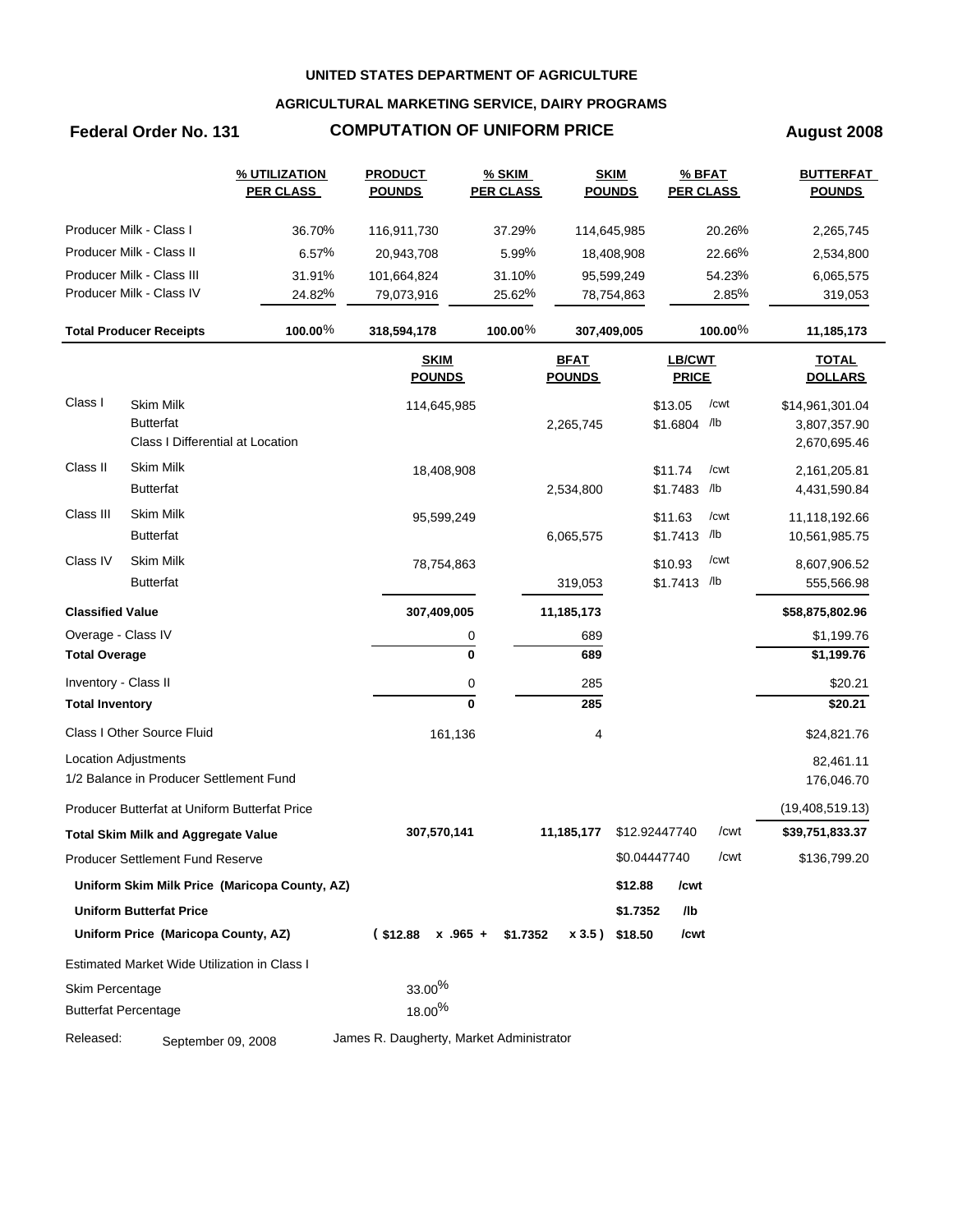**UNITED STATES DEPARTMENT OF AGRICULTURE**

**AGRICULTURAL MARKETING SERVICE, DAIRY PROGRAMS**

**Federal Order No. 131** **COMPUTATION OF UNIFORM PRICE** **August 2008**

| | % UTILIZATION PER CLASS | PRODUCT POUNDS | % SKIM PER CLASS | SKIM POUNDS | % BFAT PER CLASS | BUTTERFAT POUNDS |
|---|---|---|---|---|---|---|
| Producer Milk - Class I | 36.70% | 116,911,730 | 37.29% | 114,645,985 | 20.26% | 2,265,745 |
| Producer Milk - Class II | 6.57% | 20,943,708 | 5.99% | 18,408,908 | 22.66% | 2,534,800 |
| Producer Milk - Class III | 31.91% | 101,664,824 | 31.10% | 95,599,249 | 54.23% | 6,065,575 |
| Producer Milk - Class IV | 24.82% | 79,073,916 | 25.62% | 78,754,863 | 2.85% | 319,053 |
| **Total Producer Receipts** | **100.00%** | **318,594,178** | **100.00%** | **307,409,005** | **100.00%** | **11,185,173** |

| | | SKIM POUNDS | BFAT POUNDS | LB/CWT PRICE | | TOTAL DOLLARS |
|---|---|---|---|---|---|---|
| Class I | Skim Milk | 114,645,985 | | $13.05 | /cwt | $14,961,301.04 |
| | Butterfat | | 2,265,745 | $1.6804 | /lb | 3,807,357.90 |
| | Class I Differential at Location | | | | | 2,670,695.46 |
| Class II | Skim Milk | 18,408,908 | | $11.74 | /cwt | 2,161,205.81 |
| | Butterfat | | 2,534,800 | $1.7483 | /lb | 4,431,590.84 |
| Class III | Skim Milk | 95,599,249 | | $11.63 | /cwt | 11,118,192.66 |
| | Butterfat | | 6,065,575 | $1.7413 | /lb | 10,561,985.75 |
| Class IV | Skim Milk | 78,754,863 | | $10.93 | /cwt | 8,607,906.52 |
| | Butterfat | | 319,053 | $1.7413 | /lb | 555,566.98 |
| **Classified Value** | | **307,409,005** | **11,185,173** | | | **$58,875,802.96** |
| Overage - Class IV | | 0 | 689 | | | $1,199.76 |
| **Total Overage** | | **0** | **689** | | | **$1,199.76** |
| Inventory - Class II | | 0 | 285 | | | $20.21 |
| **Total Inventory** | | **0** | **285** | | | **$20.21** |
| Class I Other Source Fluid | | 161,136 | 4 | | | $24,821.76 |
| Location Adjustments | | | | | | 82,461.11 |
| 1/2 Balance in Producer Settlement Fund | | | | | | 176,046.70 |
| Producer Butterfat at Uniform Butterfat Price | | | | | | (19,408,519.13) |
| **Total Skim Milk and Aggregate Value** | | **307,570,141** | **11,185,177** | $12.92447740 | /cwt | **$39,751,833.37** |
| Producer Settlement Fund Reserve | | | | $0.04447740 | /cwt | $136,799.20 |
| **Uniform Skim Milk Price (Maricopa County, AZ)** | | | | **$12.88** | **/cwt** | |
| **Uniform Butterfat Price** | | | | **$1.7352** | **/lb** | |
| **Uniform Price (Maricopa County, AZ)** | | **( $12.88 x .965 +** | **$1.7352 x 3.5 )** | **$18.50** | **/cwt** | |

Estimated Market Wide Utilization in Class I

| | |
|---|---|
| Skim Percentage | 33.00% |
| Butterfat Percentage | 18.00% |

Released: September 09, 2008 James R. Daugherty, Market Administrator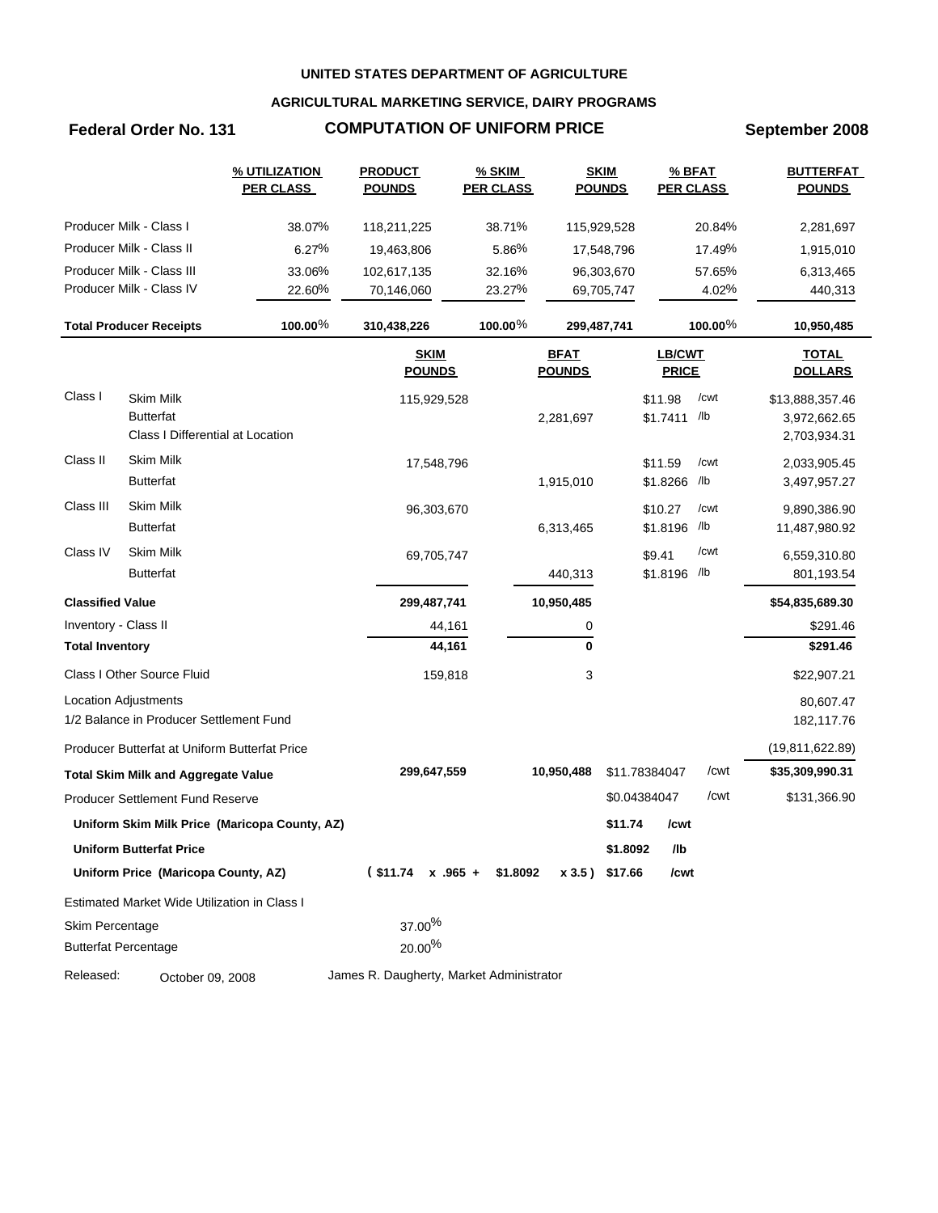**UNITED STATES DEPARTMENT OF AGRICULTURE**

**AGRICULTURAL MARKETING SERVICE, DAIRY PROGRAMS**

**Federal Order No. 131** **COMPUTATION OF UNIFORM PRICE** **September 2008**

| | % UTILIZATION PER CLASS | PRODUCT POUNDS | % SKIM PER CLASS | SKIM POUNDS | % BFAT PER CLASS | BUTTERFAT POUNDS |
|---|---|---|---|---|---|---|
| Producer Milk - Class I | 38.07% | 118,211,225 | 38.71% | 115,929,528 | 20.84% | 2,281,697 |
| Producer Milk - Class II | 6.27% | 19,463,806 | 5.86% | 17,548,796 | 17.49% | 1,915,010 |
| Producer Milk - Class III | 33.06% | 102,617,135 | 32.16% | 96,303,670 | 57.65% | 6,313,465 |
| Producer Milk - Class IV | 22.60% | 70,146,060 | 23.27% | 69,705,747 | 4.02% | 440,313 |
| **Total Producer Receipts** | **100.00%** | **310,438,226** | **100.00%** | **299,487,741** | **100.00%** | **10,950,485** |

| | | SKIM POUNDS | BFAT POUNDS | LB/CWT PRICE | | TOTAL DOLLARS |
|---|---|---|---|---|---|---|
| Class I | Skim Milk | 115,929,528 | | $11.98 | /cwt | $13,888,357.46 |
| | Butterfat | | 2,281,697 | $1.7411 | /lb | 3,972,662.65 |
| | Class I Differential at Location | | | | | 2,703,934.31 |
| Class II | Skim Milk | 17,548,796 | | $11.59 | /cwt | 2,033,905.45 |
| | Butterfat | | 1,915,010 | $1.8266 | /lb | 3,497,957.27 |
| Class III | Skim Milk | 96,303,670 | | $10.27 | /cwt | 9,890,386.90 |
| | Butterfat | | 6,313,465 | $1.8196 | /lb | 11,487,980.92 |
| Class IV | Skim Milk | 69,705,747 | | $9.41 | /cwt | 6,559,310.80 |
| | Butterfat | | 440,313 | $1.8196 | /lb | 801,193.54 |
| **Classified Value** | | **299,487,741** | **10,950,485** | | | **$54,835,689.30** |
| Inventory - Class II | | 44,161 | 0 | | | $291.46 |
| **Total Inventory** | | **44,161** | **0** | | | **$291.46** |
| Class I Other Source Fluid | | 159,818 | 3 | | | $22,907.21 |
| Location Adjustments | | | | | | 80,607.47 |
| 1/2 Balance in Producer Settlement Fund | | | | | | 182,117.76 |
| Producer Butterfat at Uniform Butterfat Price | | | | | | (19,811,622.89) |
| **Total Skim Milk and Aggregate Value** | | **299,647,559** | **10,950,488** | $11.78384047 | /cwt | **$35,309,990.31** |
| Producer Settlement Fund Reserve | | | | $0.04384047 | /cwt | $131,366.90 |
| **Uniform Skim Milk Price (Maricopa County, AZ)** | | | | **$11.74** | **/cwt** | |
| **Uniform Butterfat Price** | | | | **$1.8092** | **/lb** | |
| **Uniform Price (Maricopa County, AZ)** | | **( $11.74 x .965 +** | **$1.8092 x 3.5 )** | **$17.66** | **/cwt** | |

Estimated Market Wide Utilization in Class I

| | |
|---|---|
| Skim Percentage | 37.00% |
| Butterfat Percentage | 20.00% |

Released: October 09, 2008

James R. Daugherty, Market Administrator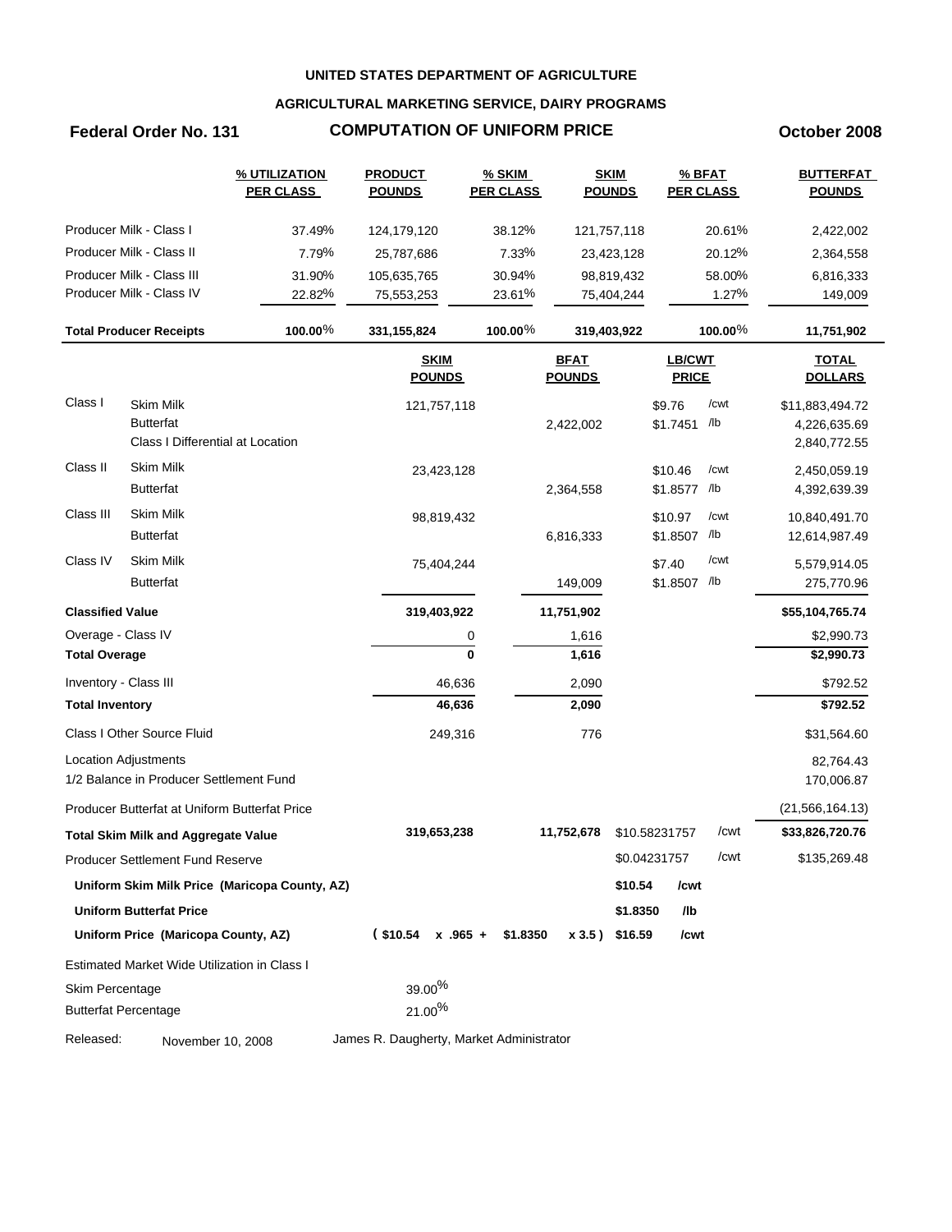**UNITED STATES DEPARTMENT OF AGRICULTURE**

**AGRICULTURAL MARKETING SERVICE, DAIRY PROGRAMS**

**Federal Order No. 131** **COMPUTATION OF UNIFORM PRICE** **October 2008**

| | % UTILIZATION PER CLASS | PRODUCT POUNDS | % SKIM PER CLASS | SKIM POUNDS | % BFAT PER CLASS | BUTTERFAT POUNDS |
|---|---|---|---|---|---|---|
| Producer Milk - Class I | 37.49% | 124,179,120 | 38.12% | 121,757,118 | 20.61% | 2,422,002 |
| Producer Milk - Class II | 7.79% | 25,787,686 | 7.33% | 23,423,128 | 20.12% | 2,364,558 |
| Producer Milk - Class III | 31.90% | 105,635,765 | 30.94% | 98,819,432 | 58.00% | 6,816,333 |
| Producer Milk - Class IV | 22.82% | 75,553,253 | 23.61% | 75,404,244 | 1.27% | 149,009 |
| **Total Producer Receipts** | **100.00%** | **331,155,824** | **100.00%** | **319,403,922** | **100.00%** | **11,751,902** |

| | | SKIM POUNDS | BFAT POUNDS | LB/CWT PRICE | | TOTAL DOLLARS |
|---|---|---|---|---|---|---|
| Class I | Skim Milk | 121,757,118 | | $9.76 | /cwt | $11,883,494.72 |
| | Butterfat | | 2,422,002 | $1.7451 | /lb | 4,226,635.69 |
| | Class I Differential at Location | | | | | 2,840,772.55 |
| Class II | Skim Milk | 23,423,128 | | $10.46 | /cwt | 2,450,059.19 |
| | Butterfat | | 2,364,558 | $1.8577 | /lb | 4,392,639.39 |
| Class III | Skim Milk | 98,819,432 | | $10.97 | /cwt | 10,840,491.70 |
| | Butterfat | | 6,816,333 | $1.8507 | /lb | 12,614,987.49 |
| Class IV | Skim Milk | 75,404,244 | | $7.40 | /cwt | 5,579,914.05 |
| | Butterfat | | 149,009 | $1.8507 | /lb | 275,770.96 |
| **Classified Value** | | **319,403,922** | **11,751,902** | | | **$55,104,765.74** |
| Overage - Class IV | | 0 | 1,616 | | | $2,990.73 |
| **Total Overage** | | **0** | **1,616** | | | **$2,990.73** |
| Inventory - Class III | | 46,636 | 2,090 | | | $792.52 |
| **Total Inventory** | | **46,636** | **2,090** | | | **$792.52** |
| Class I Other Source Fluid | | 249,316 | 776 | | | $31,564.60 |
| Location Adjustments | | | | | | 82,764.43 |
| 1/2 Balance in Producer Settlement Fund | | | | | | 170,006.87 |
| Producer Butterfat at Uniform Butterfat Price | | | | | | (21,566,164.13) |
| **Total Skim Milk and Aggregate Value** | | **319,653,238** | **11,752,678** | $10.58231757 | /cwt | **$33,826,720.76** |
| Producer Settlement Fund Reserve | | | | $0.04231757 | /cwt | $135,269.48 |
| **Uniform Skim Milk Price (Maricopa County, AZ)** | | | | **$10.54** | **/cwt** | |
| **Uniform Butterfat Price** | | | | **$1.8350** | **/lb** | |
| **Uniform Price (Maricopa County, AZ)** | | **( $10.54 x .965 +** | **$1.8350 x 3.5 )** | **$16.59** | **/cwt** | |

Estimated Market Wide Utilization in Class I

| | |
|---|---|
| Skim Percentage | 39.00% |
| Butterfat Percentage | 21.00% |

Released: November 10, 2008 James R. Daugherty, Market Administrator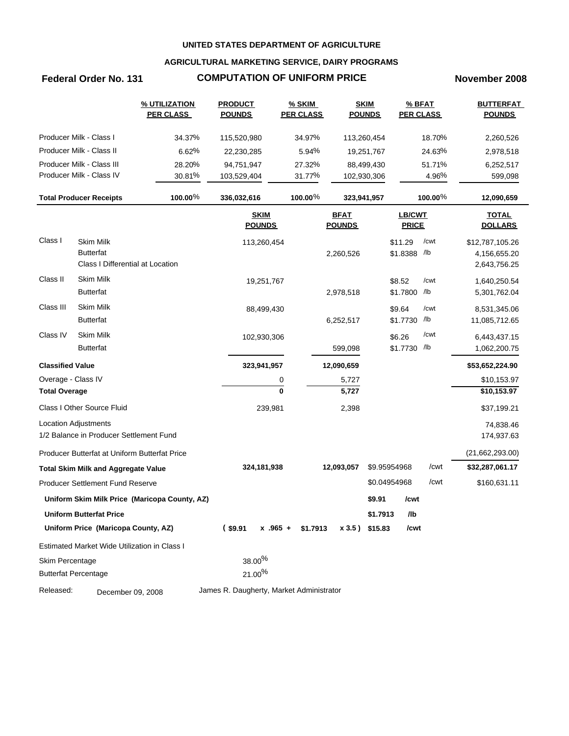**UNITED STATES DEPARTMENT OF AGRICULTURE**

**AGRICULTURAL MARKETING SERVICE, DAIRY PROGRAMS**

**Federal Order No. 131 — COMPUTATION OF UNIFORM PRICE — November 2008**

| | % UTILIZATION PER CLASS | PRODUCT POUNDS | % SKIM PER CLASS | SKIM POUNDS | % BFAT PER CLASS | BUTTERFAT POUNDS |
|---|---|---|---|---|---|---|
| Producer Milk - Class I | 34.37% | 115,520,980 | 34.97% | 113,260,454 | 18.70% | 2,260,526 |
| Producer Milk - Class II | 6.62% | 22,230,285 | 5.94% | 19,251,767 | 24.63% | 2,978,518 |
| Producer Milk - Class III | 28.20% | 94,751,947 | 27.32% | 88,499,430 | 51.71% | 6,252,517 |
| Producer Milk - Class IV | 30.81% | 103,529,404 | 31.77% | 102,930,306 | 4.96% | 599,098 |
| **Total Producer Receipts** | **100.00%** | **336,032,616** | **100.00%** | **323,941,957** | **100.00%** | **12,090,659** |

| | | SKIM POUNDS | BFAT POUNDS | LB/CWT PRICE | | TOTAL DOLLARS |
|---|---|---|---|---|---|---|
| Class I | Skim Milk | 113,260,454 | | $11.29 | /cwt | $12,787,105.26 |
| | Butterfat | | 2,260,526 | $1.8388 | /lb | 4,156,655.20 |
| | Class I Differential at Location | | | | | 2,643,756.25 |
| Class II | Skim Milk | 19,251,767 | | $8.52 | /cwt | 1,640,250.54 |
| | Butterfat | | 2,978,518 | $1.7800 | /lb | 5,301,762.04 |
| Class III | Skim Milk | 88,499,430 | | $9.64 | /cwt | 8,531,345.06 |
| | Butterfat | | 6,252,517 | $1.7730 | /lb | 11,085,712.65 |
| Class IV | Skim Milk | 102,930,306 | | $6.26 | /cwt | 6,443,437.15 |
| | Butterfat | | 599,098 | $1.7730 | /lb | 1,062,200.75 |
| **Classified Value** | | **323,941,957** | **12,090,659** | | | **$53,652,224.90** |
| Overage - Class IV | | 0 | 5,727 | | | $10,153.97 |
| **Total Overage** | | **0** | **5,727** | | | **$10,153.97** |
| Class I Other Source Fluid | | 239,981 | 2,398 | | | $37,199.21 |
| Location Adjustments | | | | | | 74,838.46 |
| 1/2 Balance in Producer Settlement Fund | | | | | | 174,937.63 |
| Producer Butterfat at Uniform Butterfat Price | | | | | | (21,662,293.00) |
| **Total Skim Milk and Aggregate Value** | | **324,181,938** | **12,093,057** | $9.95954968 | /cwt | **$32,287,061.17** |
| Producer Settlement Fund Reserve | | | | $0.04954968 | /cwt | $160,631.11 |
| **Uniform Skim Milk Price (Maricopa County, AZ)** | | | | **$9.91** | **/cwt** | |
| **Uniform Butterfat Price** | | | | **$1.7913** | **/lb** | |
| **Uniform Price (Maricopa County, AZ)** | | **( $9.91 x .965 +** | **$1.7913 x 3.5 )** | **$15.83** | **/cwt** | |

Estimated Market Wide Utilization in Class I

Skim Percentage 38.00%

Butterfat Percentage 21.00%

Released: December 09, 2008 — James R. Daugherty, Market Administrator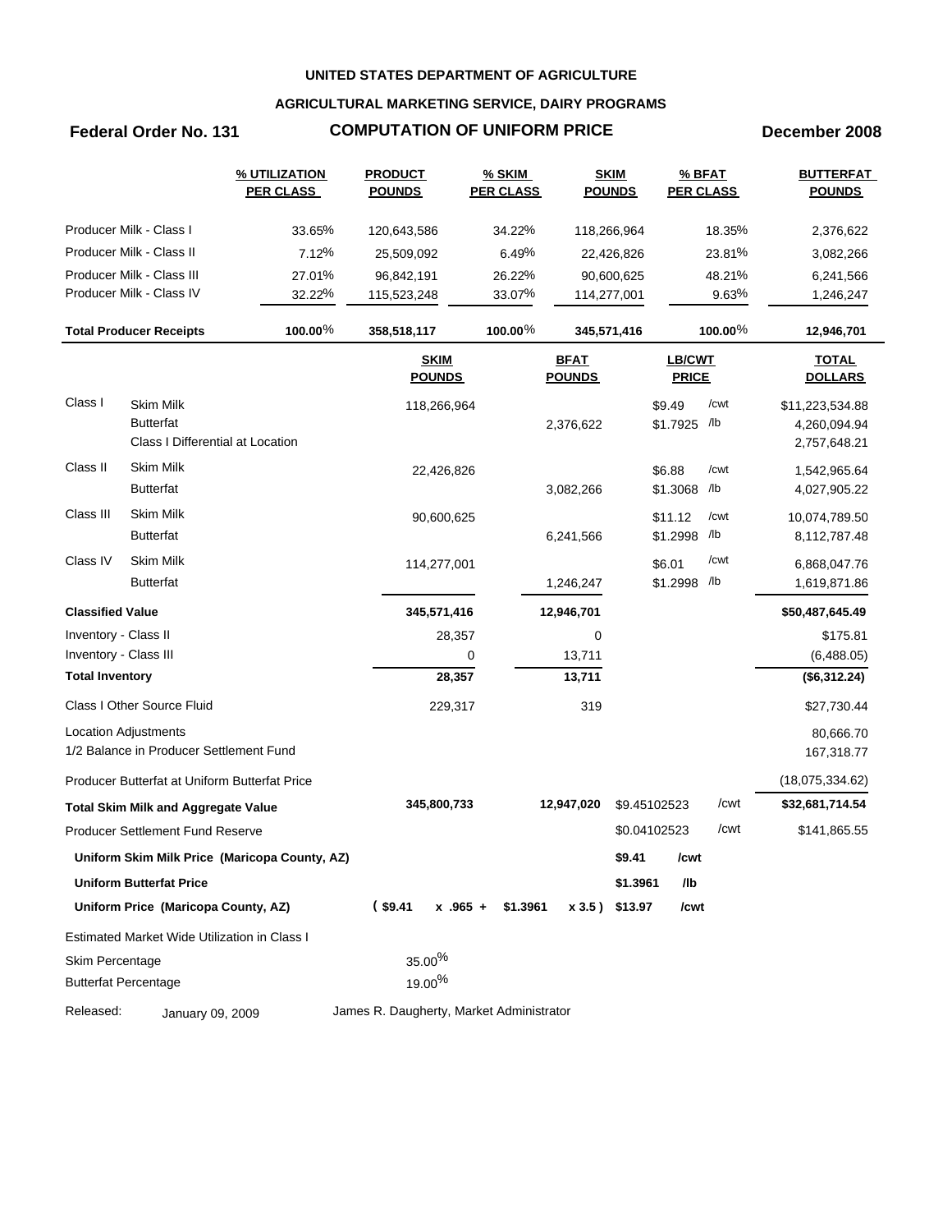**UNITED STATES DEPARTMENT OF AGRICULTURE**

**AGRICULTURAL MARKETING SERVICE, DAIRY PROGRAMS**

**Federal Order No. 131** **COMPUTATION OF UNIFORM PRICE** **December 2008**

| | % UTILIZATION PER CLASS | PRODUCT POUNDS | % SKIM PER CLASS | SKIM POUNDS | % BFAT PER CLASS | BUTTERFAT POUNDS |
|---|---|---|---|---|---|---|
| Producer Milk - Class I | 33.65% | 120,643,586 | 34.22% | 118,266,964 | 18.35% | 2,376,622 |
| Producer Milk - Class II | 7.12% | 25,509,092 | 6.49% | 22,426,826 | 23.81% | 3,082,266 |
| Producer Milk - Class III | 27.01% | 96,842,191 | 26.22% | 90,600,625 | 48.21% | 6,241,566 |
| Producer Milk - Class IV | 32.22% | 115,523,248 | 33.07% | 114,277,001 | 9.63% | 1,246,247 |
| **Total Producer Receipts** | **100.00%** | **358,518,117** | **100.00%** | **345,571,416** | **100.00%** | **12,946,701** |

| | | SKIM POUNDS | BFAT POUNDS | LB/CWT PRICE | TOTAL DOLLARS |
|---|---|---|---|---|---|
| Class I | Skim Milk | 118,266,964 | | $9.49 /cwt | $11,223,534.88 |
| | Butterfat | | 2,376,622 | $1.7925 /lb | 4,260,094.94 |
| | Class I Differential at Location | | | | 2,757,648.21 |
| Class II | Skim Milk | 22,426,826 | | $6.88 /cwt | 1,542,965.64 |
| | Butterfat | | 3,082,266 | $1.3068 /lb | 4,027,905.22 |
| Class III | Skim Milk | 90,600,625 | | $11.12 /cwt | 10,074,789.50 |
| | Butterfat | | 6,241,566 | $1.2998 /lb | 8,112,787.48 |
| Class IV | Skim Milk | 114,277,001 | | $6.01 /cwt | 6,868,047.76 |
| | Butterfat | | 1,246,247 | $1.2998 /lb | 1,619,871.86 |
| **Classified Value** | | **345,571,416** | **12,946,701** | | **$50,487,645.49** |
| Inventory - Class II | | 28,357 | 0 | | $175.81 |
| Inventory - Class III | | 0 | 13,711 | | (6,488.05) |
| **Total Inventory** | | **28,357** | **13,711** | | **($6,312.24)** |
| Class I Other Source Fluid | | 229,317 | 319 | | $27,730.44 |
| Location Adjustments | | | | | 80,666.70 |
| 1/2 Balance in Producer Settlement Fund | | | | | 167,318.77 |
| Producer Butterfat at Uniform Butterfat Price | | | | | (18,075,334.62) |
| **Total Skim Milk and Aggregate Value** | | **345,800,733** | **12,947,020** | $9.45102523 /cwt | **$32,681,714.54** |
| Producer Settlement Fund Reserve | | | | $0.04102523 /cwt | $141,865.55 |
| **Uniform Skim Milk Price (Maricopa County, AZ)** | | | | **$9.41 /cwt** | |
| **Uniform Butterfat Price** | | | | **$1.3961 /lb** | |
| **Uniform Price (Maricopa County, AZ)** | | **( $9.41 x .965 +** | **$1.3961 x 3.5 )** | **$13.97 /cwt** | |

Estimated Market Wide Utilization in Class I

| | |
|---|---|
| Skim Percentage | 35.00% |
| Butterfat Percentage | 19.00% |

Released: January 09, 2009 James R. Daugherty, Market Administrator